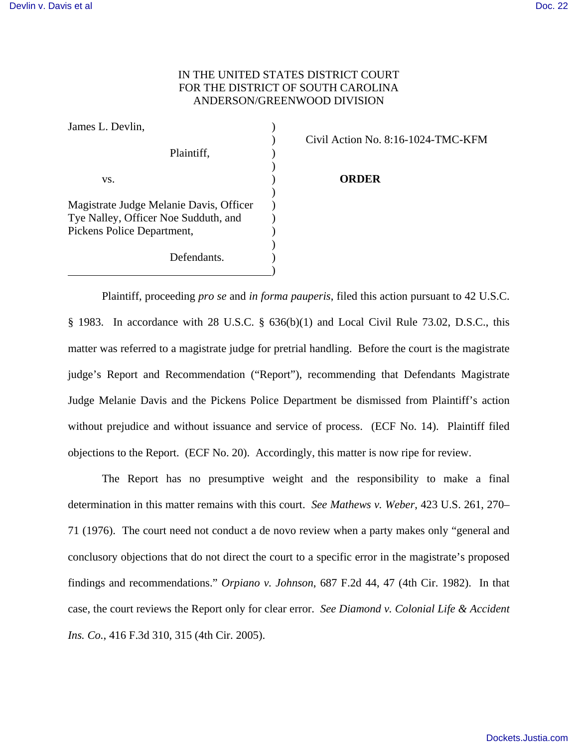IN THE UNITED STATES DISTRICT COURT
FOR THE DISTRICT OF SOUTH CAROLINA
ANDERSON/GREENWOOD DIVISION

| | |
|---|---|
| James L. Devlin,<br><br>Plaintiff,<br><br>vs.<br><br>Magistrate Judge Melanie Davis, Officer Tye Nalley, Officer Noe Sudduth, and Pickens Police Department,<br><br>Defendants. | Civil Action No. 8:16-1024-TMC-KFM<br><br>**ORDER** |

Plaintiff, proceeding *pro se* and *in forma pauperis*, filed this action pursuant to 42 U.S.C. § 1983. In accordance with 28 U.S.C. § 636(b)(1) and Local Civil Rule 73.02, D.S.C., this matter was referred to a magistrate judge for pretrial handling. Before the court is the magistrate judge's Report and Recommendation ("Report"), recommending that Defendants Magistrate Judge Melanie Davis and the Pickens Police Department be dismissed from Plaintiff's action without prejudice and without issuance and service of process. (ECF No. 14). Plaintiff filed objections to the Report. (ECF No. 20). Accordingly, this matter is now ripe for review.

The Report has no presumptive weight and the responsibility to make a final determination in this matter remains with this court. *See Mathews v. Weber*, 423 U.S. 261, 270–71 (1976). The court need not conduct a de novo review when a party makes only "general and conclusory objections that do not direct the court to a specific error in the magistrate's proposed findings and recommendations." *Orpiano v. Johnson*, 687 F.2d 44, 47 (4th Cir. 1982). In that case, the court reviews the Report only for clear error. *See Diamond v. Colonial Life & Accident Ins. Co.*, 416 F.3d 310, 315 (4th Cir. 2005).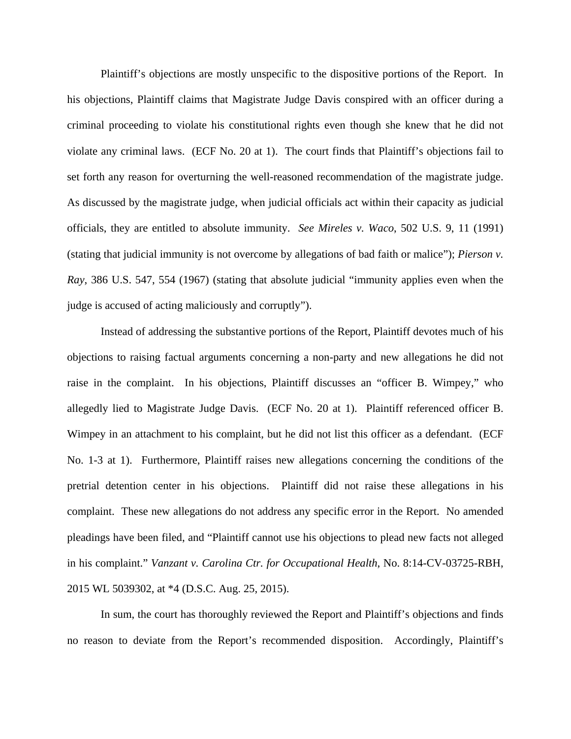Plaintiff's objections are mostly unspecific to the dispositive portions of the Report. In his objections, Plaintiff claims that Magistrate Judge Davis conspired with an officer during a criminal proceeding to violate his constitutional rights even though she knew that he did not violate any criminal laws. (ECF No. 20 at 1). The court finds that Plaintiff's objections fail to set forth any reason for overturning the well-reasoned recommendation of the magistrate judge. As discussed by the magistrate judge, when judicial officials act within their capacity as judicial officials, they are entitled to absolute immunity. *See Mireles v. Waco*, 502 U.S. 9, 11 (1991) (stating that judicial immunity is not overcome by allegations of bad faith or malice"); *Pierson v. Ray*, 386 U.S. 547, 554 (1967) (stating that absolute judicial "immunity applies even when the judge is accused of acting maliciously and corruptly").

Instead of addressing the substantive portions of the Report, Plaintiff devotes much of his objections to raising factual arguments concerning a non-party and new allegations he did not raise in the complaint. In his objections, Plaintiff discusses an "officer B. Wimpey," who allegedly lied to Magistrate Judge Davis. (ECF No. 20 at 1). Plaintiff referenced officer B. Wimpey in an attachment to his complaint, but he did not list this officer as a defendant. (ECF No. 1-3 at 1). Furthermore, Plaintiff raises new allegations concerning the conditions of the pretrial detention center in his objections. Plaintiff did not raise these allegations in his complaint. These new allegations do not address any specific error in the Report. No amended pleadings have been filed, and "Plaintiff cannot use his objections to plead new facts not alleged in his complaint." *Vanzant v. Carolina Ctr. for Occupational Health*, No. 8:14-CV-03725-RBH, 2015 WL 5039302, at *4 (D.S.C. Aug. 25, 2015).

In sum, the court has thoroughly reviewed the Report and Plaintiff's objections and finds no reason to deviate from the Report's recommended disposition. Accordingly, Plaintiff's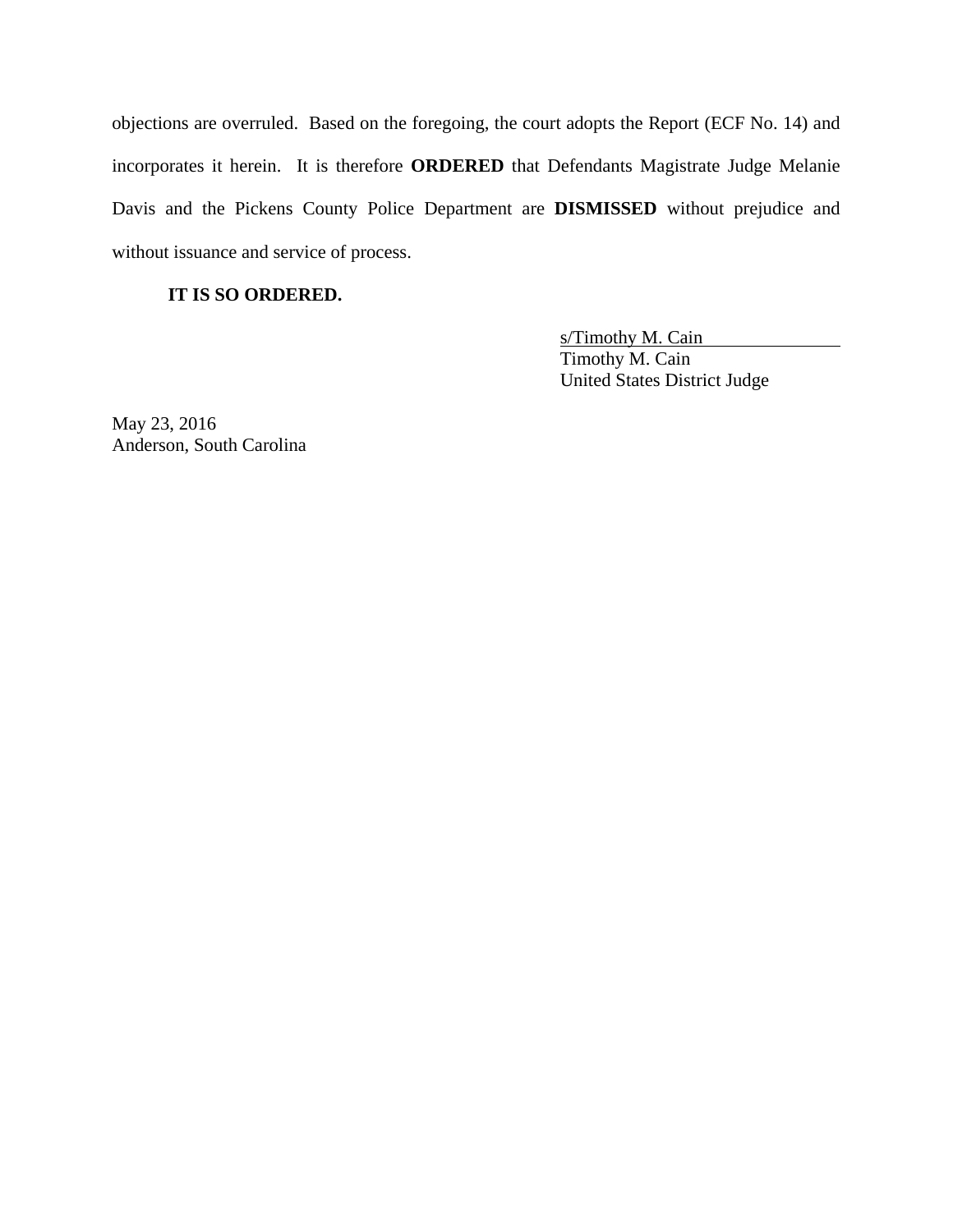objections are overruled. Based on the foregoing, the court adopts the Report (ECF No. 14) and incorporates it herein. It is therefore **ORDERED** that Defendants Magistrate Judge Melanie Davis and the Pickens County Police Department are **DISMISSED** without prejudice and without issuance and service of process.

**IT IS SO ORDERED.**

s/Timothy M. Cain
Timothy M. Cain
United States District Judge

May 23, 2016
Anderson, South Carolina